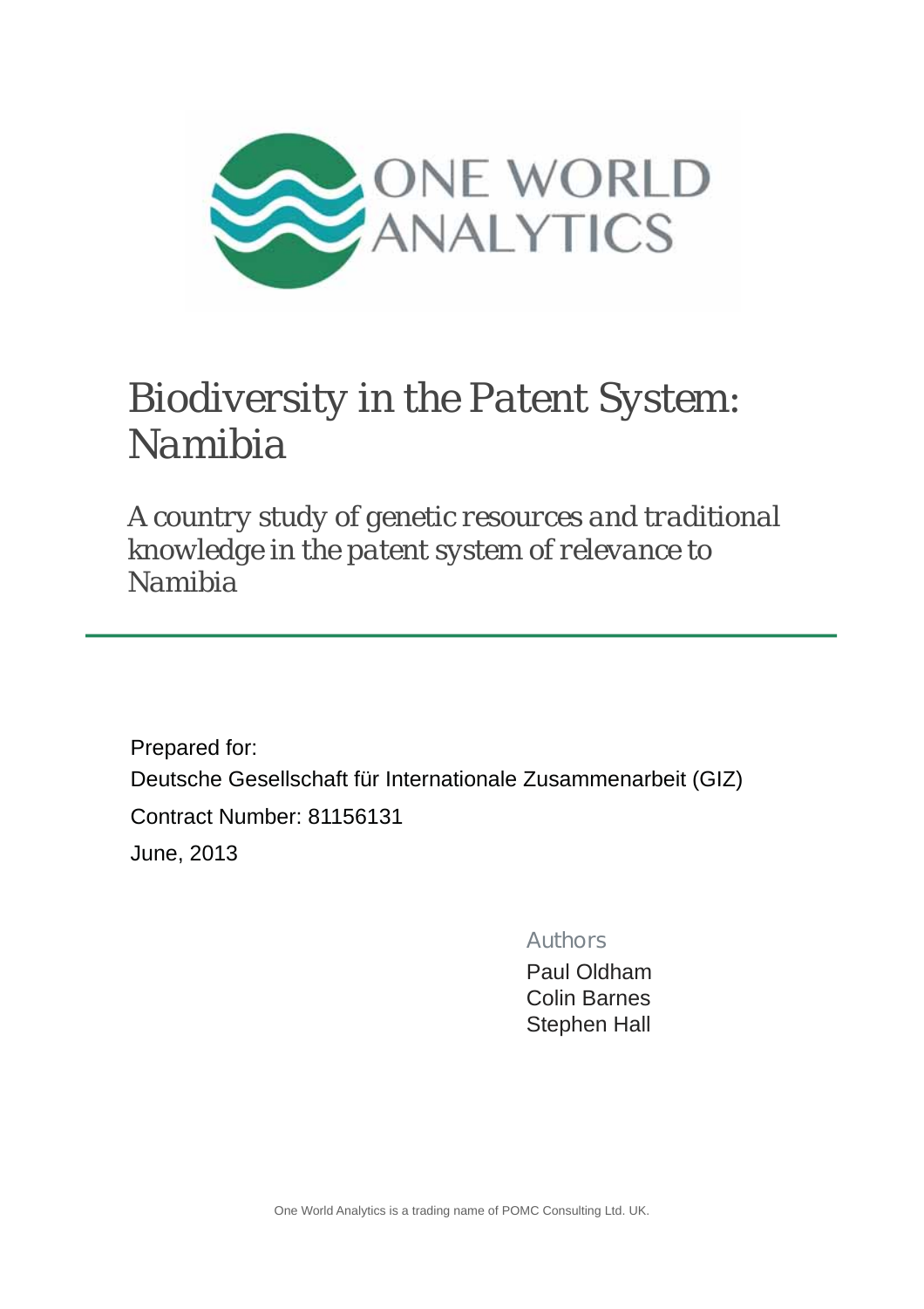ONE WORLD ANALYTICS

# Biodiversity in the Patent System: Namibia

## *A country study of genetic resources and traditional knowledge in the patent system of relevance to Namibia*

Prepared for:

Deutsche Gesellschaft für Internationale Zusammenarbeit (GIZ)

Contract Number: 81156131

June, 2013

Authors

Paul Oldham
Colin Barnes
Stephen Hall

One World Analytics is a trading name of POMC Consulting Ltd. UK.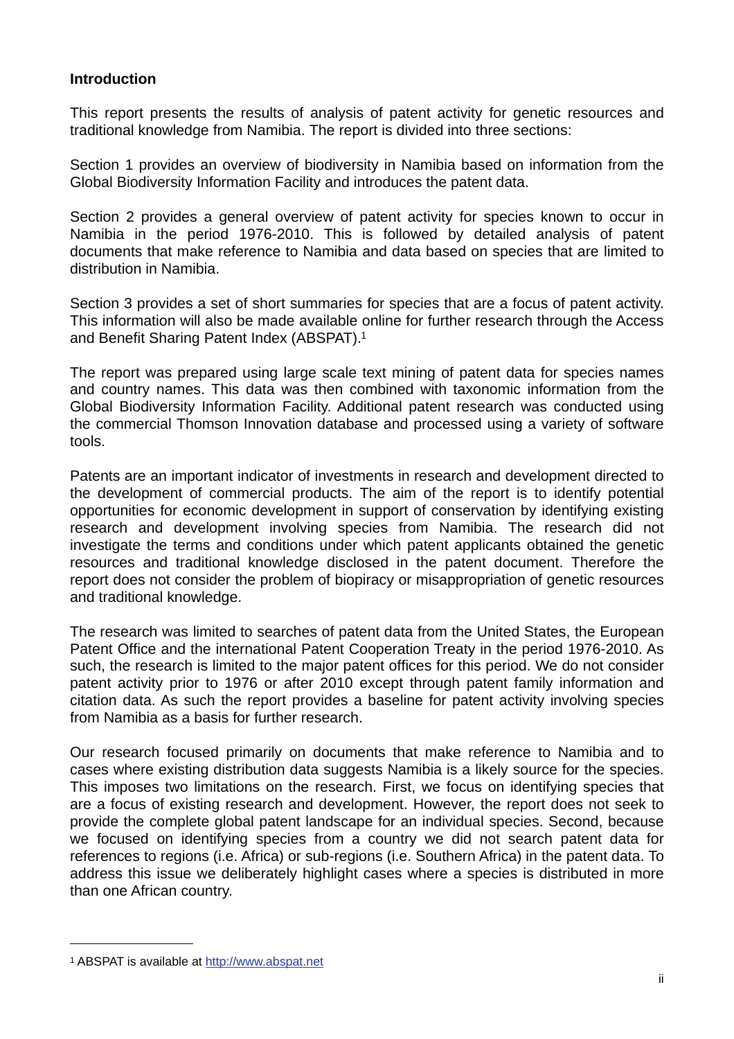**Introduction**

This report presents the results of analysis of patent activity for genetic resources and traditional knowledge from Namibia. The report is divided into three sections:

Section 1 provides an overview of biodiversity in Namibia based on information from the Global Biodiversity Information Facility and introduces the patent data.

Section 2 provides a general overview of patent activity for species known to occur in Namibia in the period 1976-2010. This is followed by detailed analysis of patent documents that make reference to Namibia and data based on species that are limited to distribution in Namibia.

Section 3 provides a set of short summaries for species that are a focus of patent activity. This information will also be made available online for further research through the Access and Benefit Sharing Patent Index (ABSPAT).[1]

The report was prepared using large scale text mining of patent data for species names and country names. This data was then combined with taxonomic information from the Global Biodiversity Information Facility. Additional patent research was conducted using the commercial Thomson Innovation database and processed using a variety of software tools.

Patents are an important indicator of investments in research and development directed to the development of commercial products. The aim of the report is to identify potential opportunities for economic development in support of conservation by identifying existing research and development involving species from Namibia. The research did not investigate the terms and conditions under which patent applicants obtained the genetic resources and traditional knowledge disclosed in the patent document. Therefore the report does not consider the problem of biopiracy or misappropriation of genetic resources and traditional knowledge.

The research was limited to searches of patent data from the United States, the European Patent Office and the international Patent Cooperation Treaty in the period 1976-2010. As such, the research is limited to the major patent offices for this period. We do not consider patent activity prior to 1976 or after 2010 except through patent family information and citation data. As such the report provides a baseline for patent activity involving species from Namibia as a basis for further research.

Our research focused primarily on documents that make reference to Namibia and to cases where existing distribution data suggests Namibia is a likely source for the species. This imposes two limitations on the research. First, we focus on identifying species that are a focus of existing research and development. However, the report does not seek to provide the complete global patent landscape for an individual species. Second, because we focused on identifying species from a country we did not search patent data for references to regions (i.e. Africa) or sub-regions (i.e. Southern Africa) in the patent data. To address this issue we deliberately highlight cases where a species is distributed in more than one African country.

---

[1] ABSPAT is available at http://www.abspat.net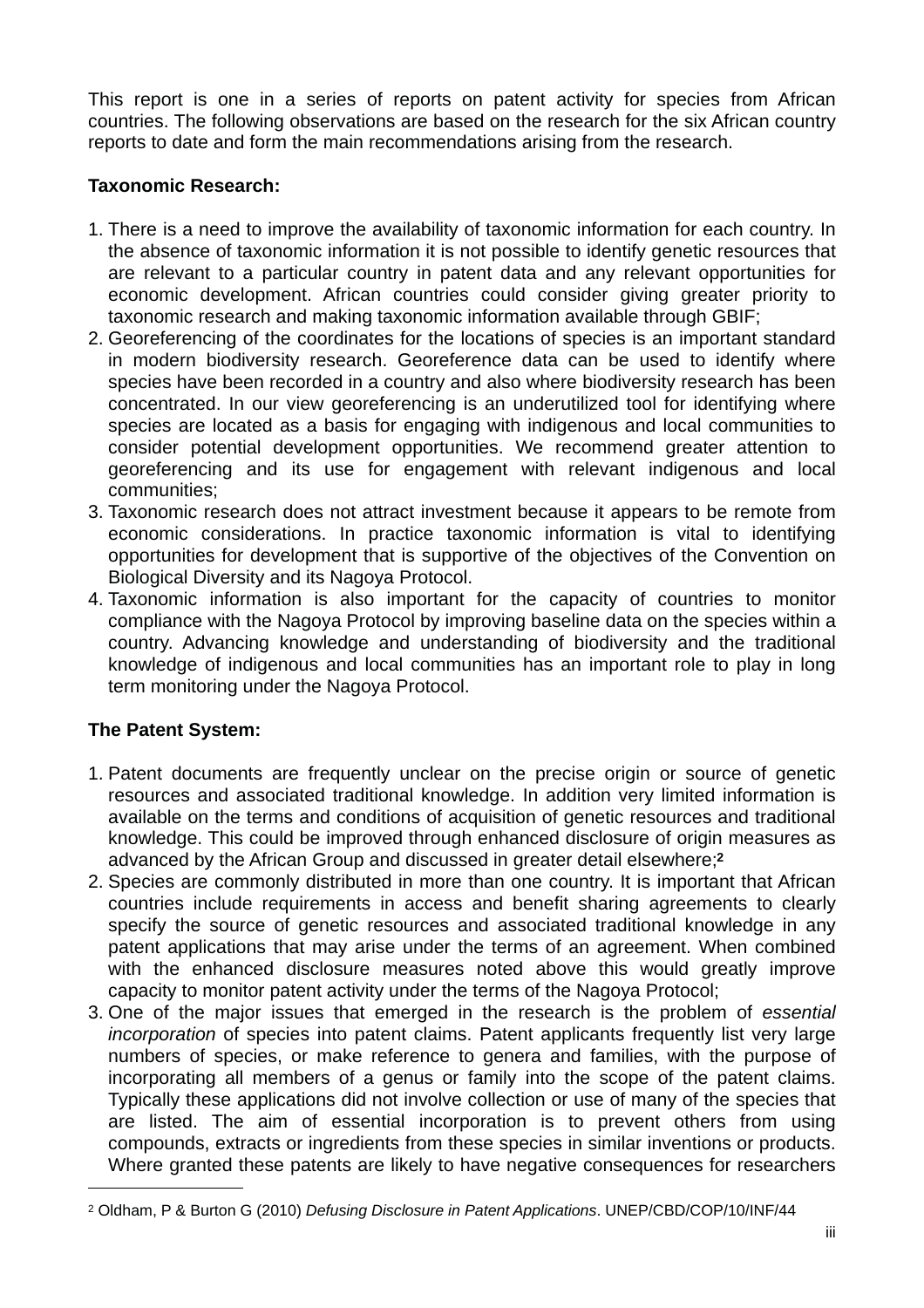This report is one in a series of reports on patent activity for species from African countries. The following observations are based on the research for the six African country reports to date and form the main recommendations arising from the research.

**Taxonomic Research:**

1. There is a need to improve the availability of taxonomic information for each country. In the absence of taxonomic information it is not possible to identify genetic resources that are relevant to a particular country in patent data and any relevant opportunities for economic development. African countries could consider giving greater priority to taxonomic research and making taxonomic information available through GBIF;
2. Georeferencing of the coordinates for the locations of species is an important standard in modern biodiversity research. Georeference data can be used to identify where species have been recorded in a country and also where biodiversity research has been concentrated. In our view georeferencing is an underutilized tool for identifying where species are located as a basis for engaging with indigenous and local communities to consider potential development opportunities. We recommend greater attention to georeferencing and its use for engagement with relevant indigenous and local communities;
3. Taxonomic research does not attract investment because it appears to be remote from economic considerations. In practice taxonomic information is vital to identifying opportunities for development that is supportive of the objectives of the Convention on Biological Diversity and its Nagoya Protocol.
4. Taxonomic information is also important for the capacity of countries to monitor compliance with the Nagoya Protocol by improving baseline data on the species within a country. Advancing knowledge and understanding of biodiversity and the traditional knowledge of indigenous and local communities has an important role to play in long term monitoring under the Nagoya Protocol.

**The Patent System:**

1. Patent documents are frequently unclear on the precise origin or source of genetic resources and associated traditional knowledge. In addition very limited information is available on the terms and conditions of acquisition of genetic resources and traditional knowledge. This could be improved through enhanced disclosure of origin measures as advanced by the African Group and discussed in greater detail elsewhere;[2]
2. Species are commonly distributed in more than one country. It is important that African countries include requirements in access and benefit sharing agreements to clearly specify the source of genetic resources and associated traditional knowledge in any patent applications that may arise under the terms of an agreement. When combined with the enhanced disclosure measures noted above this would greatly improve capacity to monitor patent activity under the terms of the Nagoya Protocol;
3. One of the major issues that emerged in the research is the problem of *essential incorporation* of species into patent claims. Patent applicants frequently list very large numbers of species, or make reference to genera and families, with the purpose of incorporating all members of a genus or family into the scope of the patent claims. Typically these applications did not involve collection or use of many of the species that are listed. The aim of essential incorporation is to prevent others from using compounds, extracts or ingredients from these species in similar inventions or products. Where granted these patents are likely to have negative consequences for researchers

[2] Oldham, P & Burton G (2010) *Defusing Disclosure in Patent Applications*. UNEP/CBD/COP/10/INF/44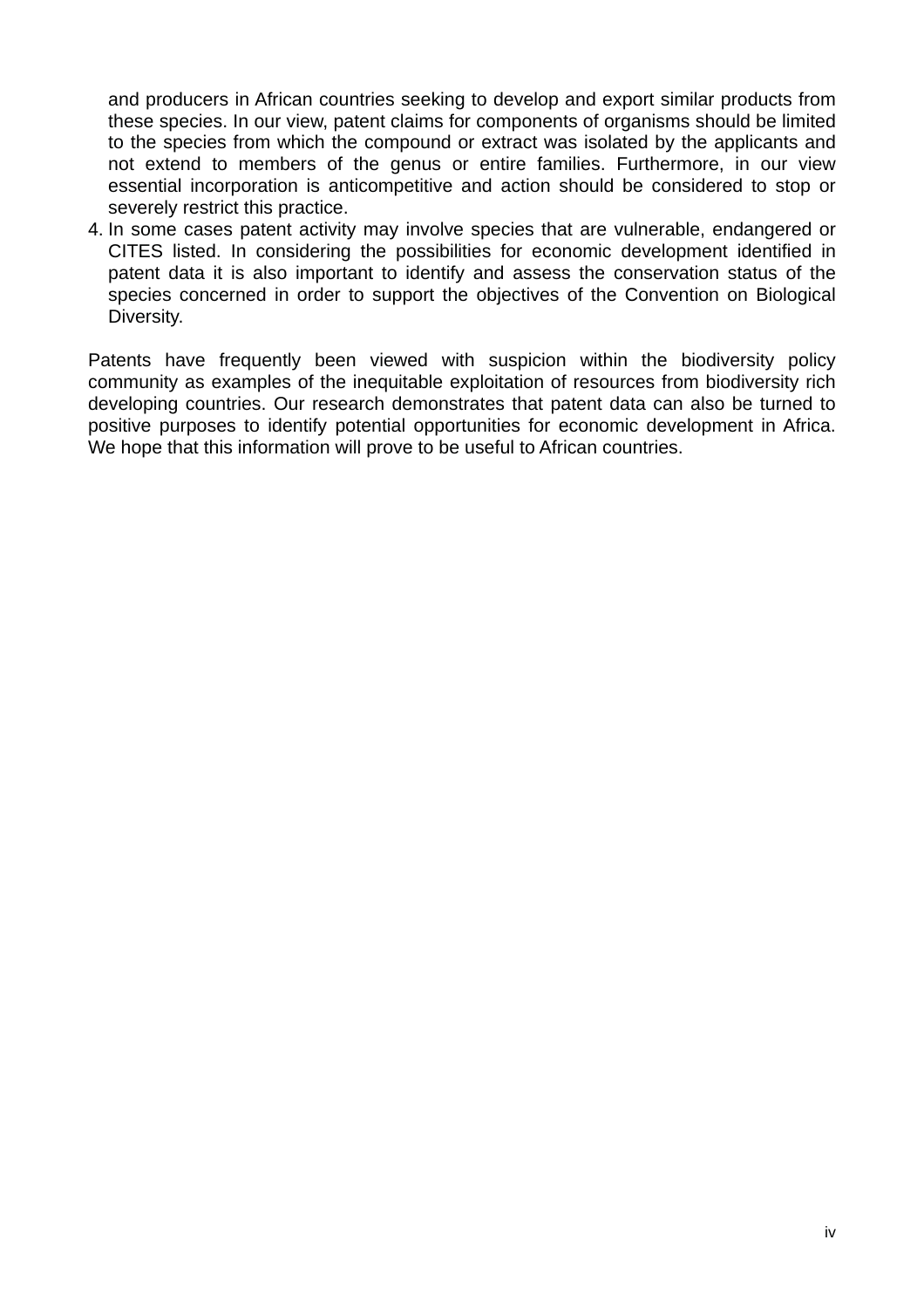and producers in African countries seeking to develop and export similar products from these species. In our view, patent claims for components of organisms should be limited to the species from which the compound or extract was isolated by the applicants and not extend to members of the genus or entire families. Furthermore, in our view essential incorporation is anticompetitive and action should be considered to stop or severely restrict this practice.

4. In some cases patent activity may involve species that are vulnerable, endangered or CITES listed. In considering the possibilities for economic development identified in patent data it is also important to identify and assess the conservation status of the species concerned in order to support the objectives of the Convention on Biological Diversity.

Patents have frequently been viewed with suspicion within the biodiversity policy community as examples of the inequitable exploitation of resources from biodiversity rich developing countries. Our research demonstrates that patent data can also be turned to positive purposes to identify potential opportunities for economic development in Africa. We hope that this information will prove to be useful to African countries.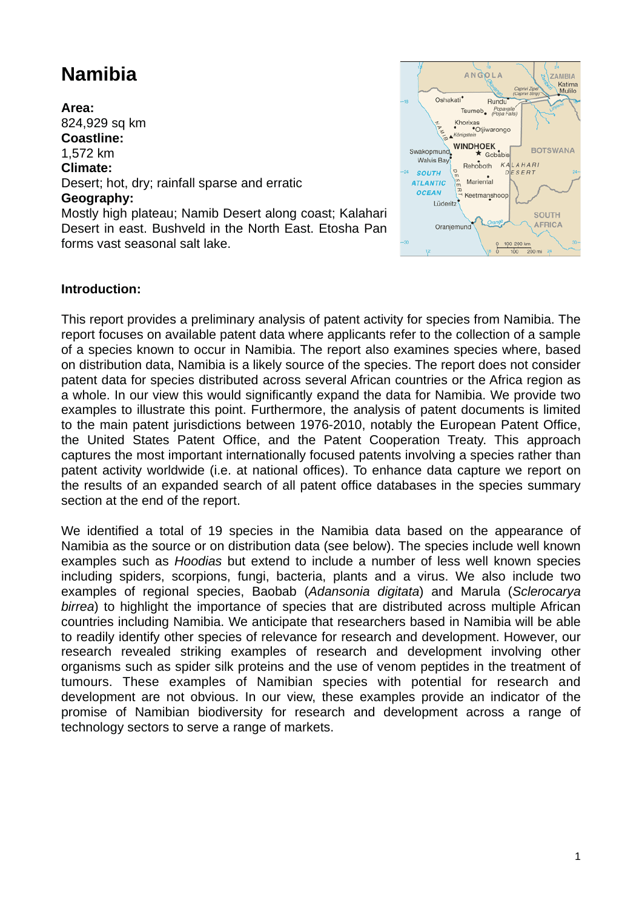# Namibia

**Area:**
824,929 sq km
**Coastline:**
1,572 km
**Climate:**
Desert; hot, dry; rainfall sparse and erratic
**Geography:**
Mostly high plateau; Namib Desert along coast; Kalahari Desert in east. Bushveld in the North East. Etosha Pan forms vast seasonal salt lake.

**Introduction:**

This report provides a preliminary analysis of patent activity for species from Namibia. The report focuses on available patent data where applicants refer to the collection of a sample of a species known to occur in Namibia. The report also examines species where, based on distribution data, Namibia is a likely source of the species. The report does not consider patent data for species distributed across several African countries or the Africa region as a whole. In our view this would significantly expand the data for Namibia. We provide two examples to illustrate this point. Furthermore, the analysis of patent documents is limited to the main patent jurisdictions between 1976-2010, notably the European Patent Office, the United States Patent Office, and the Patent Cooperation Treaty. This approach captures the most important internationally focused patents involving a species rather than patent activity worldwide (i.e. at national offices). To enhance data capture we report on the results of an expanded search of all patent office databases in the species summary section at the end of the report.

We identified a total of 19 species in the Namibia data based on the appearance of Namibia as the source or on distribution data (see below). The species include well known examples such as *Hoodias* but extend to include a number of less well known species including spiders, scorpions, fungi, bacteria, plants and a virus. We also include two examples of regional species, Baobab (*Adansonia digitata*) and Marula (*Sclerocarya birrea*) to highlight the importance of species that are distributed across multiple African countries including Namibia. We anticipate that researchers based in Namibia will be able to readily identify other species of relevance for research and development. However, our research revealed striking examples of research and development involving other organisms such as spider silk proteins and the use of venom peptides in the treatment of tumours. These examples of Namibian species with potential for research and development are not obvious. In our view, these examples provide an indicator of the promise of Namibian biodiversity for research and development across a range of technology sectors to serve a range of markets.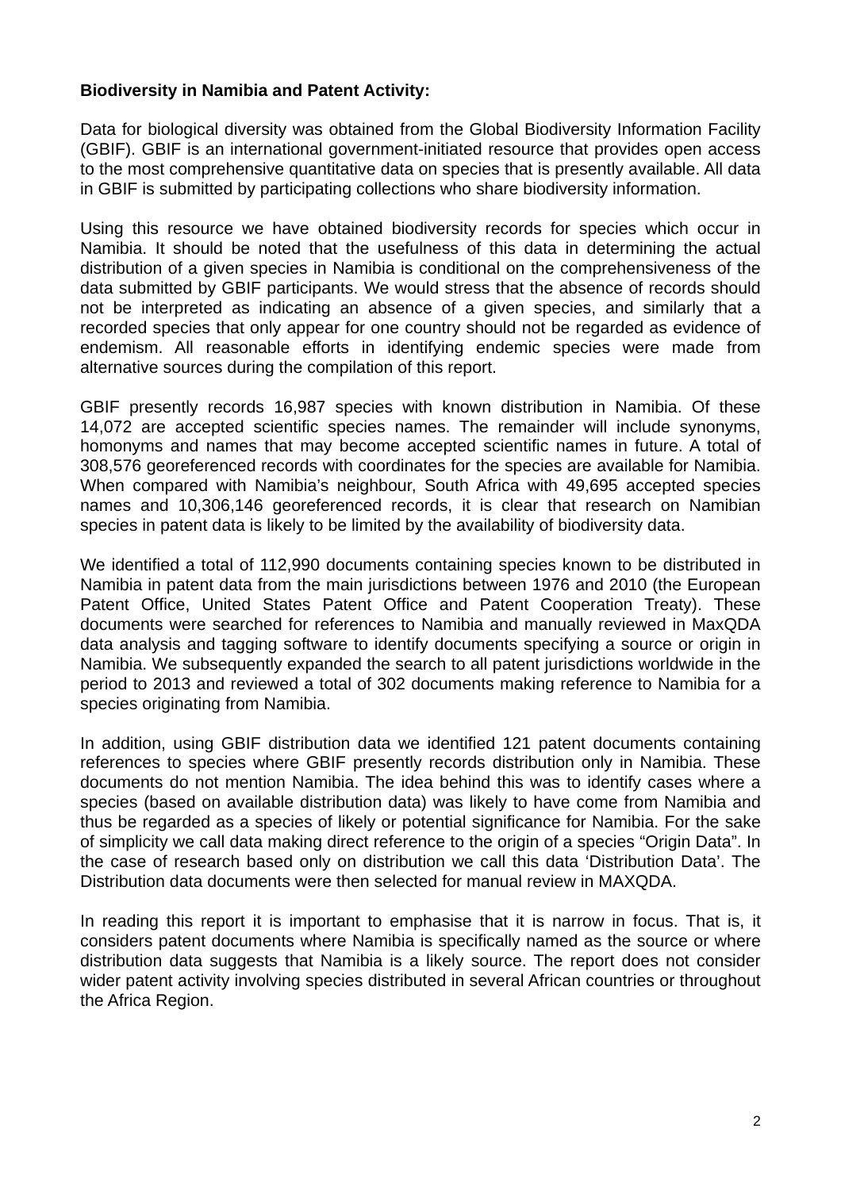**Biodiversity in Namibia and Patent Activity:**

Data for biological diversity was obtained from the Global Biodiversity Information Facility (GBIF). GBIF is an international government-initiated resource that provides open access to the most comprehensive quantitative data on species that is presently available. All data in GBIF is submitted by participating collections who share biodiversity information.

Using this resource we have obtained biodiversity records for species which occur in Namibia. It should be noted that the usefulness of this data in determining the actual distribution of a given species in Namibia is conditional on the comprehensiveness of the data submitted by GBIF participants. We would stress that the absence of records should not be interpreted as indicating an absence of a given species, and similarly that a recorded species that only appear for one country should not be regarded as evidence of endemism. All reasonable efforts in identifying endemic species were made from alternative sources during the compilation of this report.

GBIF presently records 16,987 species with known distribution in Namibia. Of these 14,072 are accepted scientific species names. The remainder will include synonyms, homonyms and names that may become accepted scientific names in future. A total of 308,576 georeferenced records with coordinates for the species are available for Namibia. When compared with Namibia's neighbour, South Africa with 49,695 accepted species names and 10,306,146 georeferenced records, it is clear that research on Namibian species in patent data is likely to be limited by the availability of biodiversity data.

We identified a total of 112,990 documents containing species known to be distributed in Namibia in patent data from the main jurisdictions between 1976 and 2010 (the European Patent Office, United States Patent Office and Patent Cooperation Treaty). These documents were searched for references to Namibia and manually reviewed in MaxQDA data analysis and tagging software to identify documents specifying a source or origin in Namibia. We subsequently expanded the search to all patent jurisdictions worldwide in the period to 2013 and reviewed a total of 302 documents making reference to Namibia for a species originating from Namibia.

In addition, using GBIF distribution data we identified 121 patent documents containing references to species where GBIF presently records distribution only in Namibia. These documents do not mention Namibia. The idea behind this was to identify cases where a species (based on available distribution data) was likely to have come from Namibia and thus be regarded as a species of likely or potential significance for Namibia. For the sake of simplicity we call data making direct reference to the origin of a species "Origin Data". In the case of research based only on distribution we call this data 'Distribution Data'. The Distribution data documents were then selected for manual review in MAXQDA.

In reading this report it is important to emphasise that it is narrow in focus. That is, it considers patent documents where Namibia is specifically named as the source or where distribution data suggests that Namibia is a likely source. The report does not consider wider patent activity involving species distributed in several African countries or throughout the Africa Region.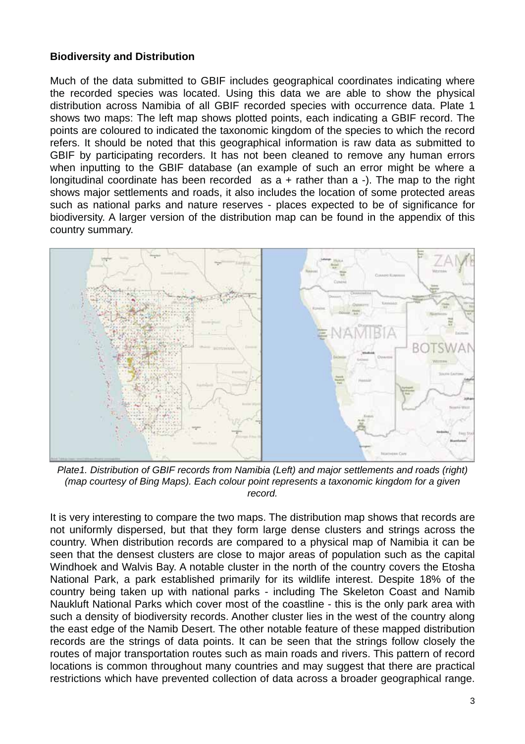**Biodiversity and Distribution**

Much of the data submitted to GBIF includes geographical coordinates indicating where the recorded species was located. Using this data we are able to show the physical distribution across Namibia of all GBIF recorded species with occurrence data. Plate 1 shows two maps: The left map shows plotted points, each indicating a GBIF record. The points are coloured to indicated the taxonomic kingdom of the species to which the record refers. It should be noted that this geographical information is raw data as submitted to GBIF by participating recorders. It has not been cleaned to remove any human errors when inputting to the GBIF database (an example of such an error might be where a longitudinal coordinate has been recorded as a + rather than a -). The map to the right shows major settlements and roads, it also includes the location of some protected areas such as national parks and nature reserves - places expected to be of significance for biodiversity. A larger version of the distribution map can be found in the appendix of this country summary.

*Plate1. Distribution of GBIF records from Namibia (Left) and major settlements and roads (right) (map courtesy of Bing Maps). Each colour point represents a taxonomic kingdom for a given record.*

It is very interesting to compare the two maps. The distribution map shows that records are not uniformly dispersed, but that they form large dense clusters and strings across the country. When distribution records are compared to a physical map of Namibia it can be seen that the densest clusters are close to major areas of population such as the capital Windhoek and Walvis Bay. A notable cluster in the north of the country covers the Etosha National Park, a park established primarily for its wildlife interest. Despite 18% of the country being taken up with national parks - including The Skeleton Coast and Namib Naukluft National Parks which cover most of the coastline - this is the only park area with such a density of biodiversity records. Another cluster lies in the west of the country along the east edge of the Namib Desert. The other notable feature of these mapped distribution records are the strings of data points. It can be seen that the strings follow closely the routes of major transportation routes such as main roads and rivers. This pattern of record locations is common throughout many countries and may suggest that there are practical restrictions which have prevented collection of data across a broader geographical range.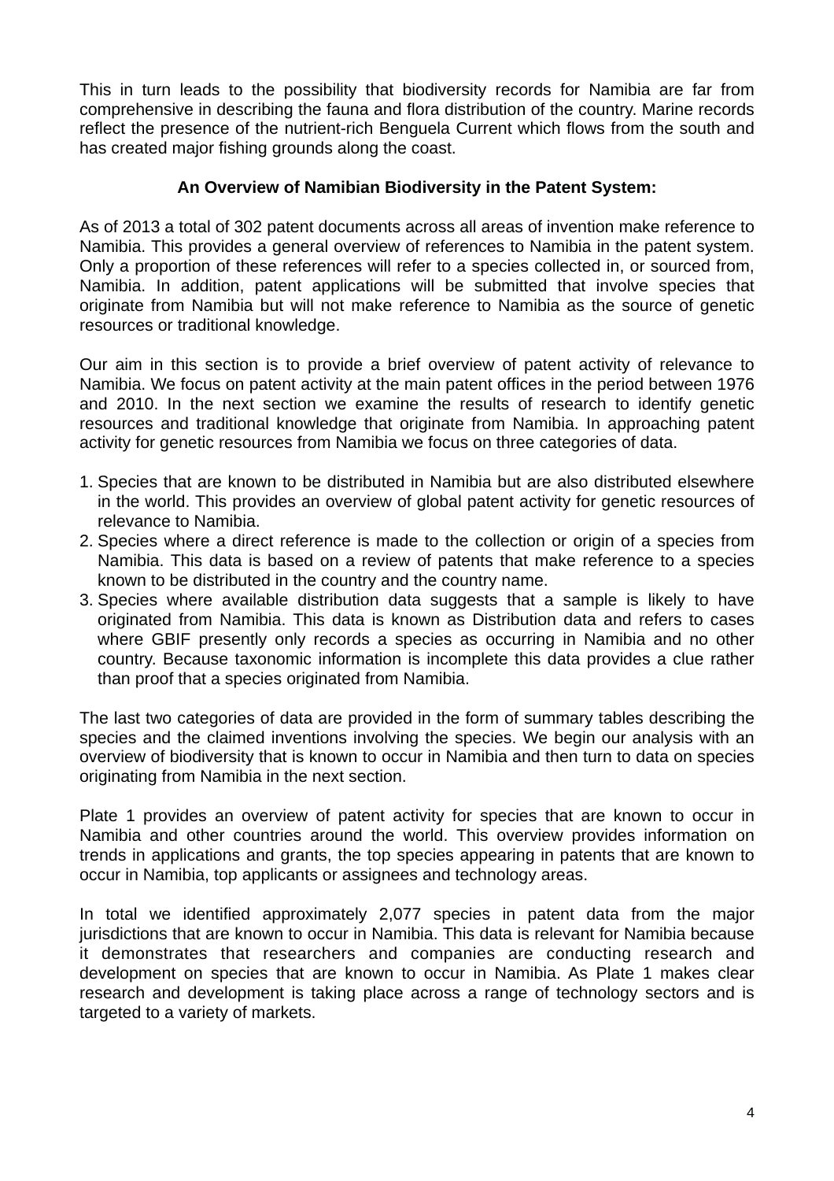This in turn leads to the possibility that biodiversity records for Namibia are far from comprehensive in describing the fauna and flora distribution of the country. Marine records reflect the presence of the nutrient-rich Benguela Current which flows from the south and has created major fishing grounds along the coast.

## An Overview of Namibian Biodiversity in the Patent System:

As of 2013 a total of 302 patent documents across all areas of invention make reference to Namibia. This provides a general overview of references to Namibia in the patent system. Only a proportion of these references will refer to a species collected in, or sourced from, Namibia. In addition, patent applications will be submitted that involve species that originate from Namibia but will not make reference to Namibia as the source of genetic resources or traditional knowledge.

Our aim in this section is to provide a brief overview of patent activity of relevance to Namibia. We focus on patent activity at the main patent offices in the period between 1976 and 2010. In the next section we examine the results of research to identify genetic resources and traditional knowledge that originate from Namibia. In approaching patent activity for genetic resources from Namibia we focus on three categories of data.

1. Species that are known to be distributed in Namibia but are also distributed elsewhere in the world. This provides an overview of global patent activity for genetic resources of relevance to Namibia.
2. Species where a direct reference is made to the collection or origin of a species from Namibia. This data is based on a review of patents that make reference to a species known to be distributed in the country and the country name.
3. Species where available distribution data suggests that a sample is likely to have originated from Namibia. This data is known as Distribution data and refers to cases where GBIF presently only records a species as occurring in Namibia and no other country. Because taxonomic information is incomplete this data provides a clue rather than proof that a species originated from Namibia.

The last two categories of data are provided in the form of summary tables describing the species and the claimed inventions involving the species. We begin our analysis with an overview of biodiversity that is known to occur in Namibia and then turn to data on species originating from Namibia in the next section.

Plate 1 provides an overview of patent activity for species that are known to occur in Namibia and other countries around the world. This overview provides information on trends in applications and grants, the top species appearing in patents that are known to occur in Namibia, top applicants or assignees and technology areas.

In total we identified approximately 2,077 species in patent data from the major jurisdictions that are known to occur in Namibia. This data is relevant for Namibia because it demonstrates that researchers and companies are conducting research and development on species that are known to occur in Namibia. As Plate 1 makes clear research and development is taking place across a range of technology sectors and is targeted to a variety of markets.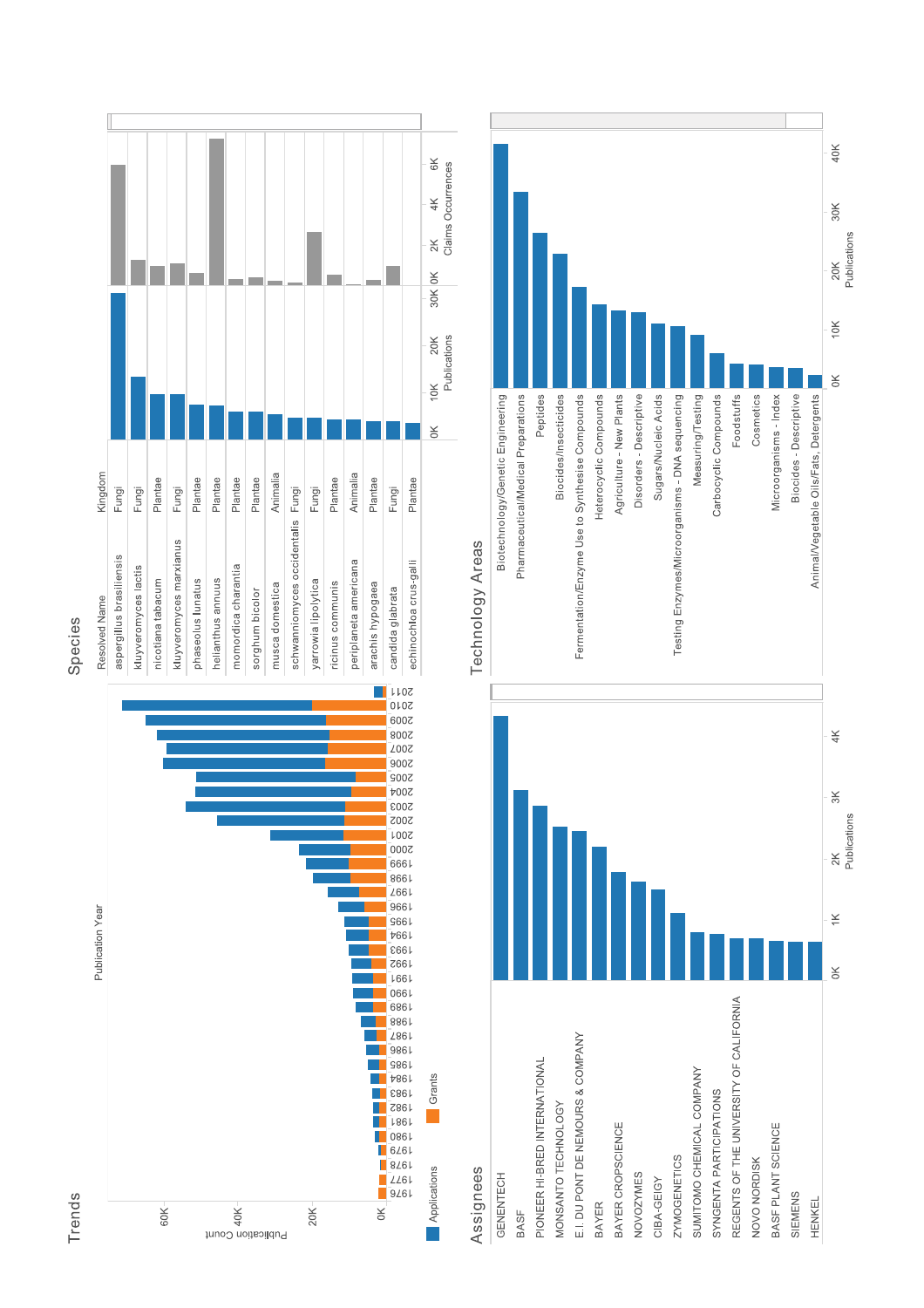## Trends

Publication Year

Publication Count: 0K, 20K, 40K, 60K

1976, 1977, 1978, 1979, 1980, 1981, 1982, 1983, 1984, 1985, 1986, 1987, 1988, 1989, 1990, 1991, 1992, 1993, 1994, 1995, 1996, 1997, 1998, 1999, 2000, 2001, 2002, 2003, 2004, 2005, 2006, 2007, 2008, 2009, 2010, 2011

Applications   Grants

## Species

| Resolved Name | Kingdom |
| --- | --- |
| aspergillus brasiliensis | Fungi |
| kluyveromyces lactis | Fungi |
| nicotiana tabacum | Plantae |
| kluyveromyces marxianus | Fungi |
| phaseolus lunatus | Plantae |
| helianthus annuus | Plantae |
| momordica charantia | Plantae |
| sorghum bicolor | Plantae |
| musca domestica | Animalia |
| schwanniomyces occidentalis | Fungi |
| yarrowia lipolytica | Fungi |
| ricinus communis | Plantae |
| periplaneta americana | Animalia |
| arachis hypogaea | Plantae |
| candida glabrata | Fungi |
| echinochloa crus-galli | Plantae |

Publications: 0K, 10K, 20K, 30K

Claims Occurrences: 0K, 2K, 4K, 6K

## Assignees

GENENTECH, BASF, PIONEER HI-BRED INTERNATIONAL, MONSANTO TECHNOLOGY, E.I. DU PONT DE NEMOURS & COMPANY, BAYER, BAYER CROPSCIENCE, NOVOZYMES, CIBA-GEIGY, ZYMOGENETICS, SUMITOMO CHEMICAL COMPANY, SYNGENTA PARTICIPATIONS, REGENTS OF THE UNIVERSITY OF CALIFORNIA, NOVO NORDISK, BASF PLANT SCIENCE, SIEMENS, HENKEL

Publications: 0K, 1K, 2K, 3K, 4K

## Technology Areas

Biotechnology/Genetic Engineering, Pharmaceutical/Medical Preparations, Peptides, Biocides/Insecticides, Fermentation/Enzyme Use to Synthesise Compounds, Heterocyclic Compounds, Agriculture - New Plants, Disorders - Descriptive, Sugars/Nucleic Acids, Testing Enzymes/Microorganisms - DNA sequencing, Measuring/Testing, Carbocyclic Compounds, Foodstuffs, Cosmetics, Microorganisms - Index, Biocides - Descriptive, Animal/Vegetable Oils/Fats, Detergents

Publications: 0K, 10K, 20K, 30K, 40K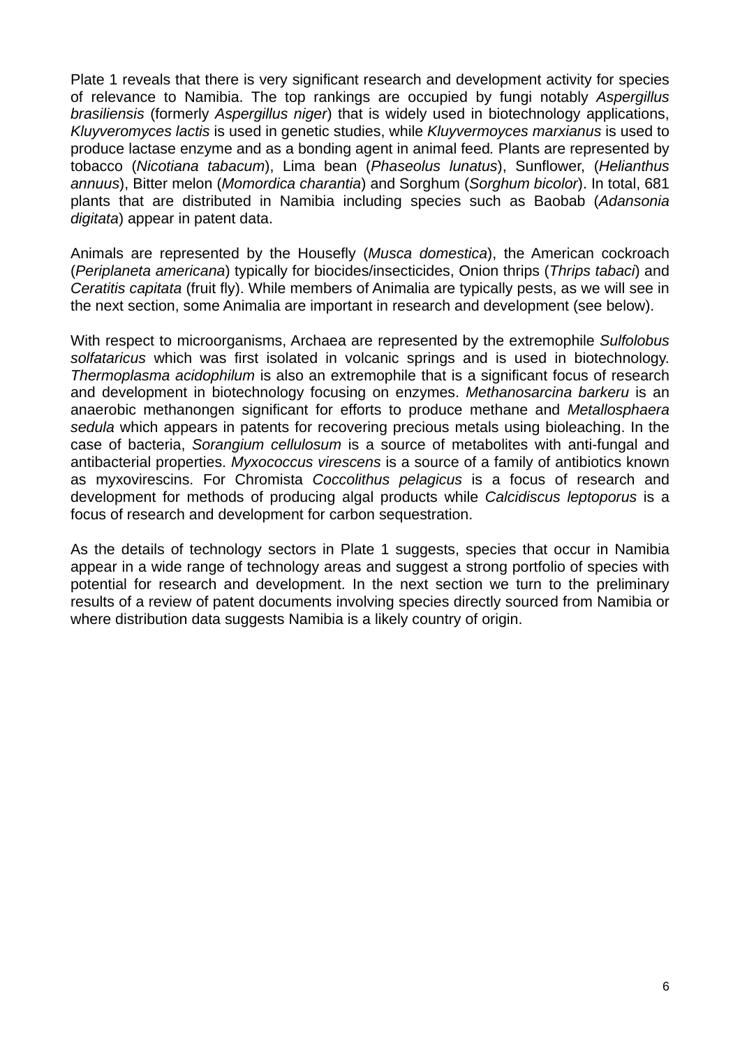Plate 1 reveals that there is very significant research and development activity for species of relevance to Namibia. The top rankings are occupied by fungi notably *Aspergillus brasiliensis* (formerly *Aspergillus niger*) that is widely used in biotechnology applications, *Kluyveromyces lactis* is used in genetic studies, while *Kluyvermoyces marxianus* is used to produce lactase enzyme and as a bonding agent in animal feed. Plants are represented by tobacco (*Nicotiana tabacum*), Lima bean (*Phaseolus lunatus*), Sunflower, (*Helianthus annuus*), Bitter melon (*Momordica charantia*) and Sorghum (*Sorghum bicolor*). In total, 681 plants that are distributed in Namibia including species such as Baobab (*Adansonia digitata*) appear in patent data.

Animals are represented by the Housefly (*Musca domestica*), the American cockroach (*Periplaneta americana*) typically for biocides/insecticides, Onion thrips (*Thrips tabaci*) and *Ceratitis capitata* (fruit fly). While members of Animalia are typically pests, as we will see in the next section, some Animalia are important in research and development (see below).

With respect to microorganisms, Archaea are represented by the extremophile *Sulfolobus solfataricus* which was first isolated in volcanic springs and is used in biotechnology. *Thermoplasma acidophilum* is also an extremophile that is a significant focus of research and development in biotechnology focusing on enzymes. *Methanosarcina barkeru* is an anaerobic methanongen significant for efforts to produce methane and *Metallosphaera sedula* which appears in patents for recovering precious metals using bioleaching. In the case of bacteria, *Sorangium cellulosum* is a source of metabolites with anti-fungal and antibacterial properties. *Myxococcus virescens* is a source of a family of antibiotics known as myxovirescins. For Chromista *Coccolithus pelagicus* is a focus of research and development for methods of producing algal products while *Calcidiscus leptoporus* is a focus of research and development for carbon sequestration.

As the details of technology sectors in Plate 1 suggests, species that occur in Namibia appear in a wide range of technology areas and suggest a strong portfolio of species with potential for research and development. In the next section we turn to the preliminary results of a review of patent documents involving species directly sourced from Namibia or where distribution data suggests Namibia is a likely country of origin.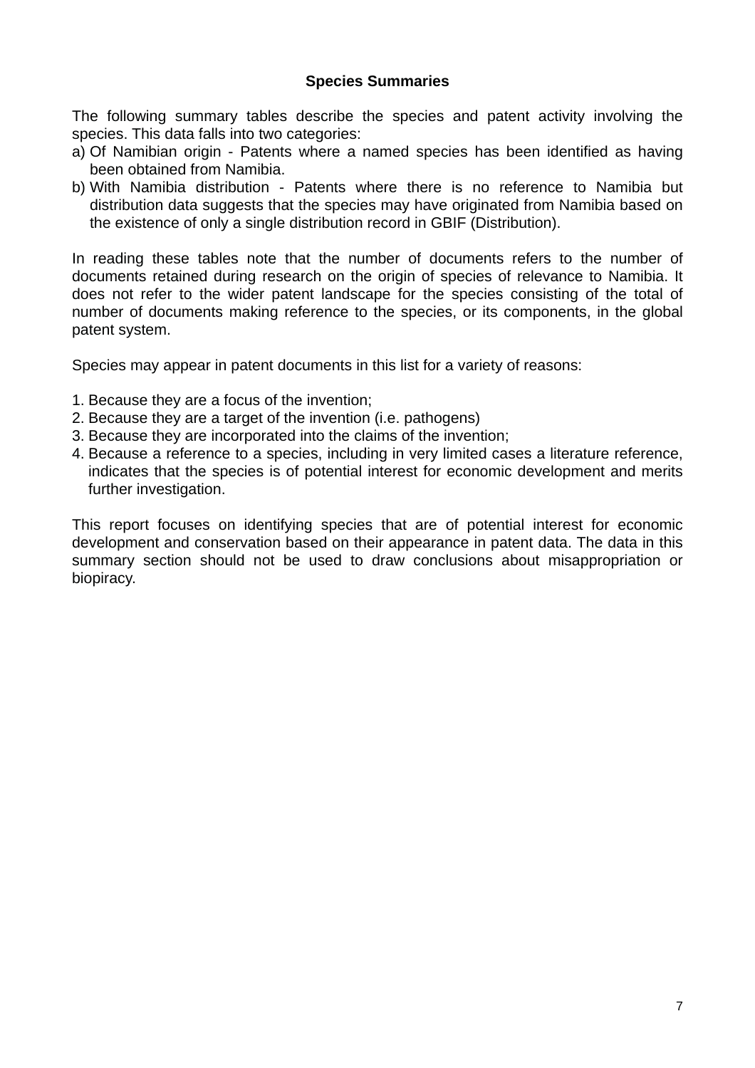### Species Summaries

The following summary tables describe the species and patent activity involving the species. This data falls into two categories:

a) Of Namibian origin - Patents where a named species has been identified as having been obtained from Namibia.
b) With Namibia distribution - Patents where there is no reference to Namibia but distribution data suggests that the species may have originated from Namibia based on the existence of only a single distribution record in GBIF (Distribution).

In reading these tables note that the number of documents refers to the number of documents retained during research on the origin of species of relevance to Namibia. It does not refer to the wider patent landscape for the species consisting of the total of number of documents making reference to the species, or its components, in the global patent system.

Species may appear in patent documents in this list for a variety of reasons:

1. Because they are a focus of the invention;
2. Because they are a target of the invention (i.e. pathogens)
3. Because they are incorporated into the claims of the invention;
4. Because a reference to a species, including in very limited cases a literature reference, indicates that the species is of potential interest for economic development and merits further investigation.

This report focuses on identifying species that are of potential interest for economic development and conservation based on their appearance in patent data. The data in this summary section should not be used to draw conclusions about misappropriation or biopiracy.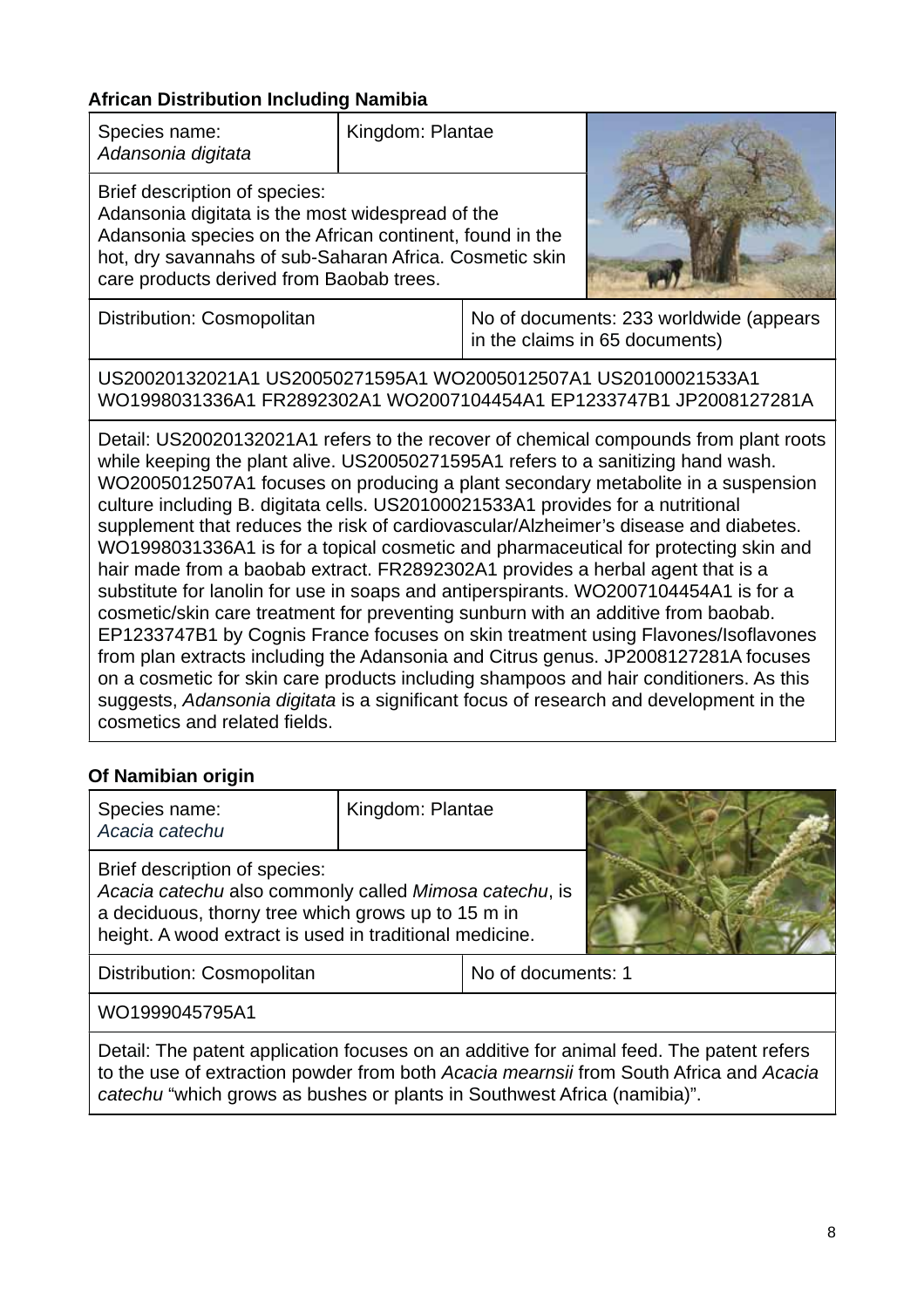**African Distribution Including Namibia**

| Species name: *Adansonia digitata* | Kingdom: Plantae |
|---|---|
| Brief description of species: Adansonia digitata is the most widespread of the Adansonia species on the African continent, found in the hot, dry savannahs of sub-Saharan Africa. Cosmetic skin care products derived from Baobab trees. | |
| Distribution: Cosmopolitan | No of documents: 233 worldwide (appears in the claims in 65 documents) |
| US20020132021A1 US20050271595A1 WO2005012507A1 US20100021533A1 WO1998031336A1 FR2892302A1 WO2007104454A1 EP1233747B1 JP2008127281A | |
| Detail: US20020132021A1 refers to the recover of chemical compounds from plant roots while keeping the plant alive. US20050271595A1 refers to a sanitizing hand wash. WO2005012507A1 focuses on producing a plant secondary metabolite in a suspension culture including B. digitata cells. US20100021533A1 provides for a nutritional supplement that reduces the risk of cardiovascular/Alzheimer's disease and diabetes. WO1998031336A1 is for a topical cosmetic and pharmaceutical for protecting skin and hair made from a baobab extract. FR2892302A1 provides a herbal agent that is a substitute for lanolin for use in soaps and antiperspirants. WO2007104454A1 is for a cosmetic/skin care treatment for preventing sunburn with an additive from baobab. EP1233747B1 by Cognis France focuses on skin treatment using Flavones/Isoflavones from plan extracts including the Adansonia and Citrus genus. JP2008127281A focuses on a cosmetic for skin care products including shampoos and hair conditioners. As this suggests, *Adansonia digitata* is a significant focus of research and development in the cosmetics and related fields. | |

**Of Namibian origin**

| Species name: *Acacia catechu* | Kingdom: Plantae |
|---|---|
| Brief description of species: *Acacia catechu* also commonly called *Mimosa catechu*, is a deciduous, thorny tree which grows up to 15 m in height. A wood extract is used in traditional medicine. | |
| Distribution: Cosmopolitan | No of documents: 1 |
| WO1999045795A1 | |
| Detail: The patent application focuses on an additive for animal feed. The patent refers to the use of extraction powder from both *Acacia mearnsii* from South Africa and *Acacia catechu* "which grows as bushes or plants in Southwest Africa (namibia)". | |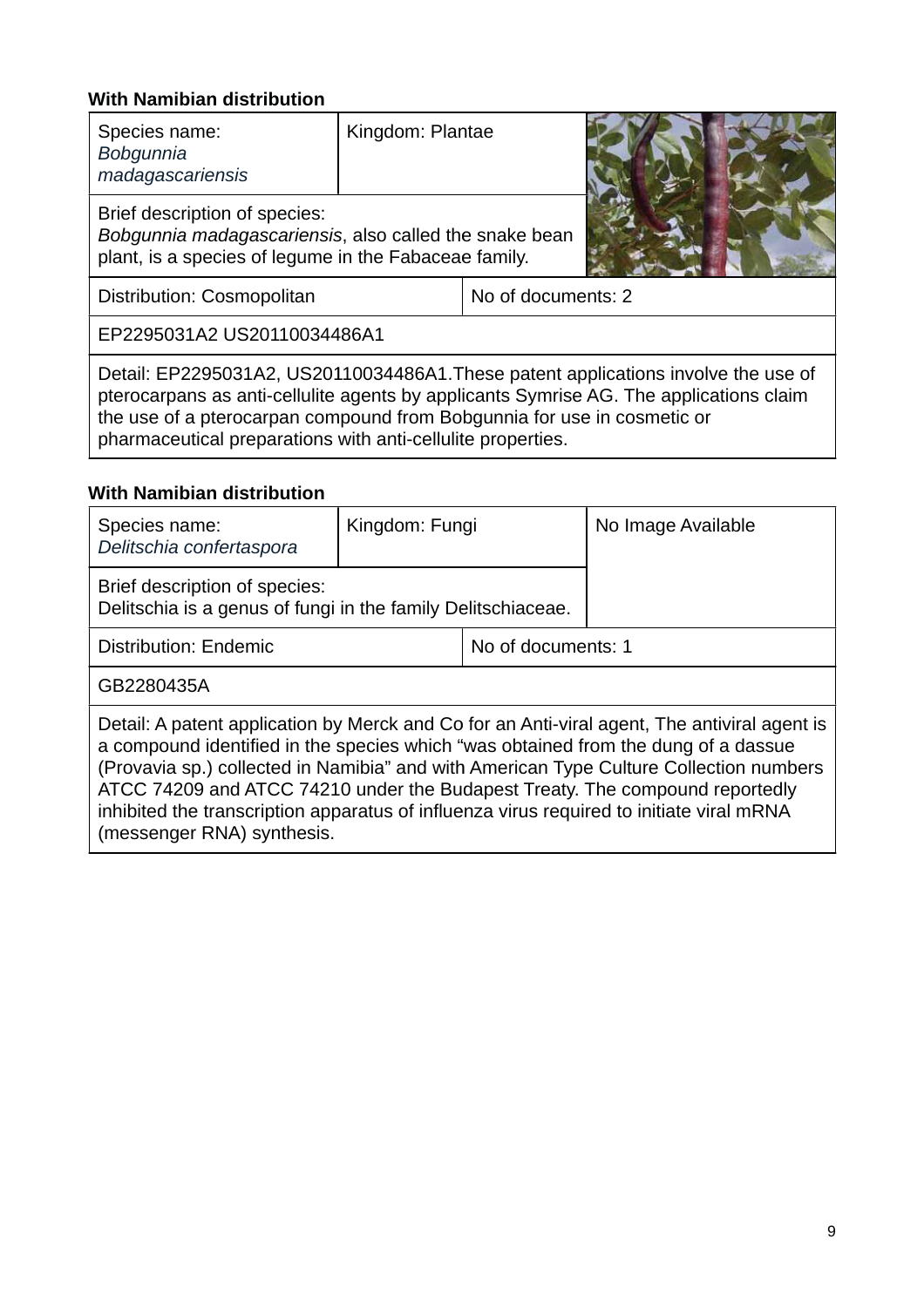**With Namibian distribution**

| Species name: *Bobgunnia madagascariensis* | Kingdom: Plantae | |
|---|---|---|
| Brief description of species: *Bobgunnia madagascariensis*, also called the snake bean plant, is a species of legume in the Fabaceae family. | | |
| Distribution: Cosmopolitan | No of documents: 2 | |
| EP2295031A2 US20110034486A1 | | |
| Detail: EP2295031A2, US20110034486A1.These patent applications involve the use of pterocarpans as anti-cellulite agents by applicants Symrise AG. The applications claim the use of a pterocarpan compound from Bobgunnia for use in cosmetic or pharmaceutical preparations with anti-cellulite properties. | | |

**With Namibian distribution**

| Species name: *Delitschia confertaspora* | Kingdom: Fungi | No Image Available |
|---|---|---|
| Brief description of species: Delitschia is a genus of fungi in the family Delitschiaceae. | | |
| Distribution: Endemic | No of documents: 1 | |
| GB2280435A | | |
| Detail: A patent application by Merck and Co for an Anti-viral agent, The antiviral agent is a compound identified in the species which "was obtained from the dung of a dassue (Provavia sp.) collected in Namibia" and with American Type Culture Collection numbers ATCC 74209 and ATCC 74210 under the Budapest Treaty. The compound reportedly inhibited the transcription apparatus of influenza virus required to initiate viral mRNA (messenger RNA) synthesis. | | |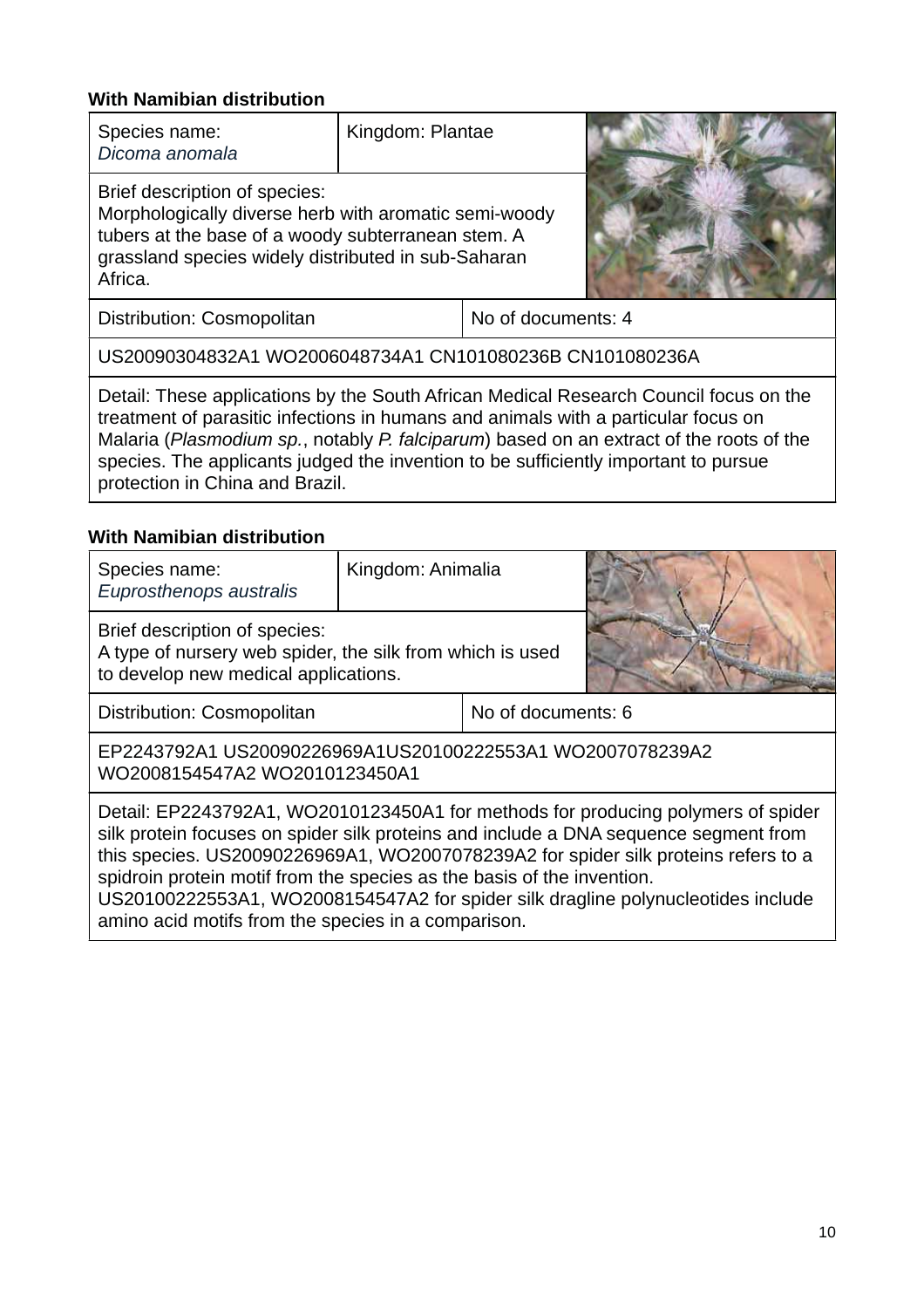**With Namibian distribution**

| Species name: *Dicoma anomala* | Kingdom: Plantae |
|---|---|
| Brief description of species: Morphologically diverse herb with aromatic semi-woody tubers at the base of a woody subterranean stem. A grassland species widely distributed in sub-Saharan Africa. | |
| Distribution: Cosmopolitan | No of documents: 4 |
| US20090304832A1 WO2006048734A1 CN101080236B CN101080236A | |
| Detail: These applications by the South African Medical Research Council focus on the treatment of parasitic infections in humans and animals with a particular focus on Malaria (*Plasmodium sp.*, notably *P. falciparum*) based on an extract of the roots of the species. The applicants judged the invention to be sufficiently important to pursue protection in China and Brazil. | |

**With Namibian distribution**

| Species name: *Euprosthenops australis* | Kingdom: Animalia |
|---|---|
| Brief description of species: A type of nursery web spider, the silk from which is used to develop new medical applications. | |
| Distribution: Cosmopolitan | No of documents: 6 |
| EP2243792A1 US20090226969A1US20100222553A1 WO2007078239A2 WO2008154547A2 WO2010123450A1 | |
| Detail: EP2243792A1, WO2010123450A1 for methods for producing polymers of spider silk protein focuses on spider silk proteins and include a DNA sequence segment from this species. US20090226969A1, WO2007078239A2 for spider silk proteins refers to a spidroin protein motif from the species as the basis of the invention. US20100222553A1, WO2008154547A2 for spider silk dragline polynucleotides include amino acid motifs from the species in a comparison. | |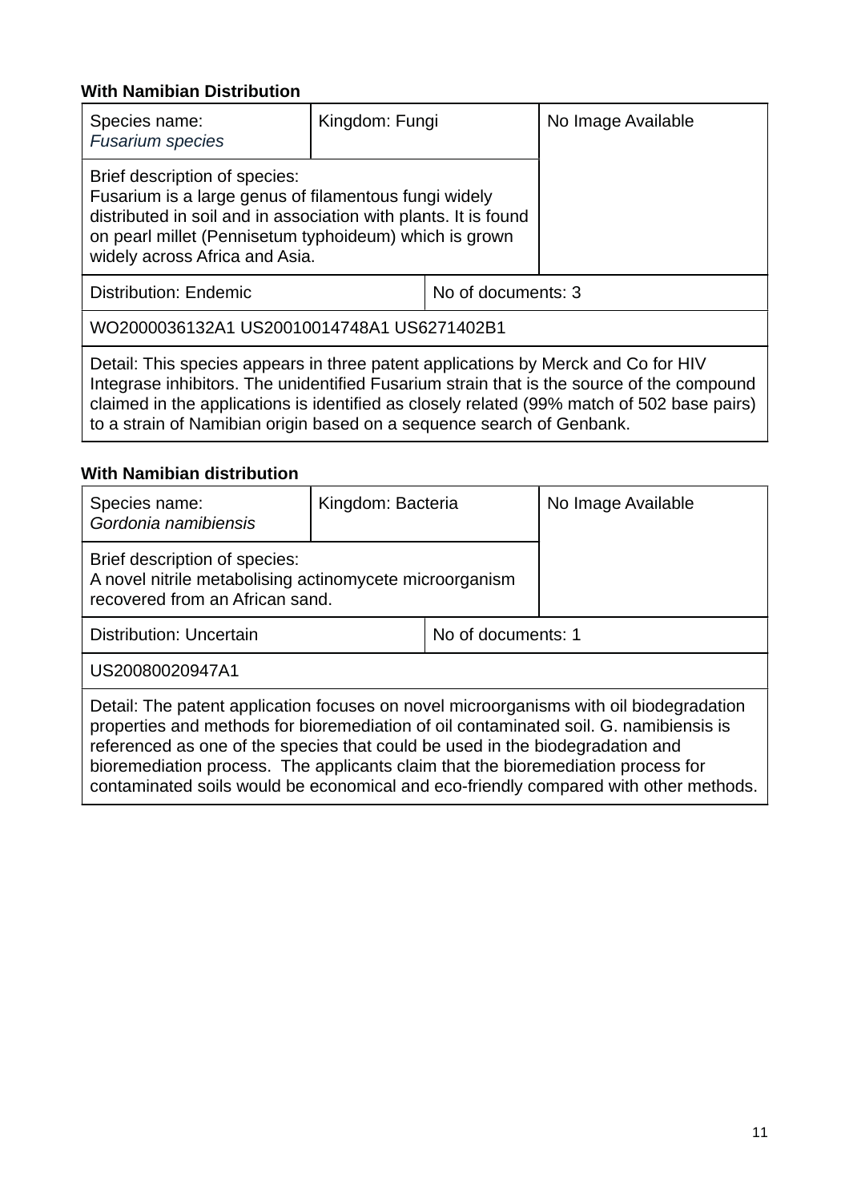**With Namibian Distribution**

| Species name: *Fusarium species* | Kingdom: Fungi | | No Image Available |
|---|---|---|---|
| Brief description of species: Fusarium is a large genus of filamentous fungi widely distributed in soil and in association with plants. It is found on pearl millet (Pennisetum typhoideum) which is grown widely across Africa and Asia. | | | |
| Distribution: Endemic | | No of documents: 3 | |
| WO2000036132A1 US20010014748A1 US6271402B1 | | | |
| Detail: This species appears in three patent applications by Merck and Co for HIV Integrase inhibitors. The unidentified Fusarium strain that is the source of the compound claimed in the applications is identified as closely related (99% match of 502 base pairs) to a strain of Namibian origin based on a sequence search of Genbank. | | | |

**With Namibian distribution**

| Species name: *Gordonia namibiensis* | Kingdom: Bacteria | | No Image Available |
|---|---|---|---|
| Brief description of species: A novel nitrile metabolising actinomycete microorganism recovered from an African sand. | | | |
| Distribution: Uncertain | | No of documents: 1 | |
| US20080020947A1 | | | |
| Detail: The patent application focuses on novel microorganisms with oil biodegradation properties and methods for bioremediation of oil contaminated soil. G. namibiensis is referenced as one of the species that could be used in the biodegradation and bioremediation process. The applicants claim that the bioremediation process for contaminated soils would be economical and eco-friendly compared with other methods. | | | |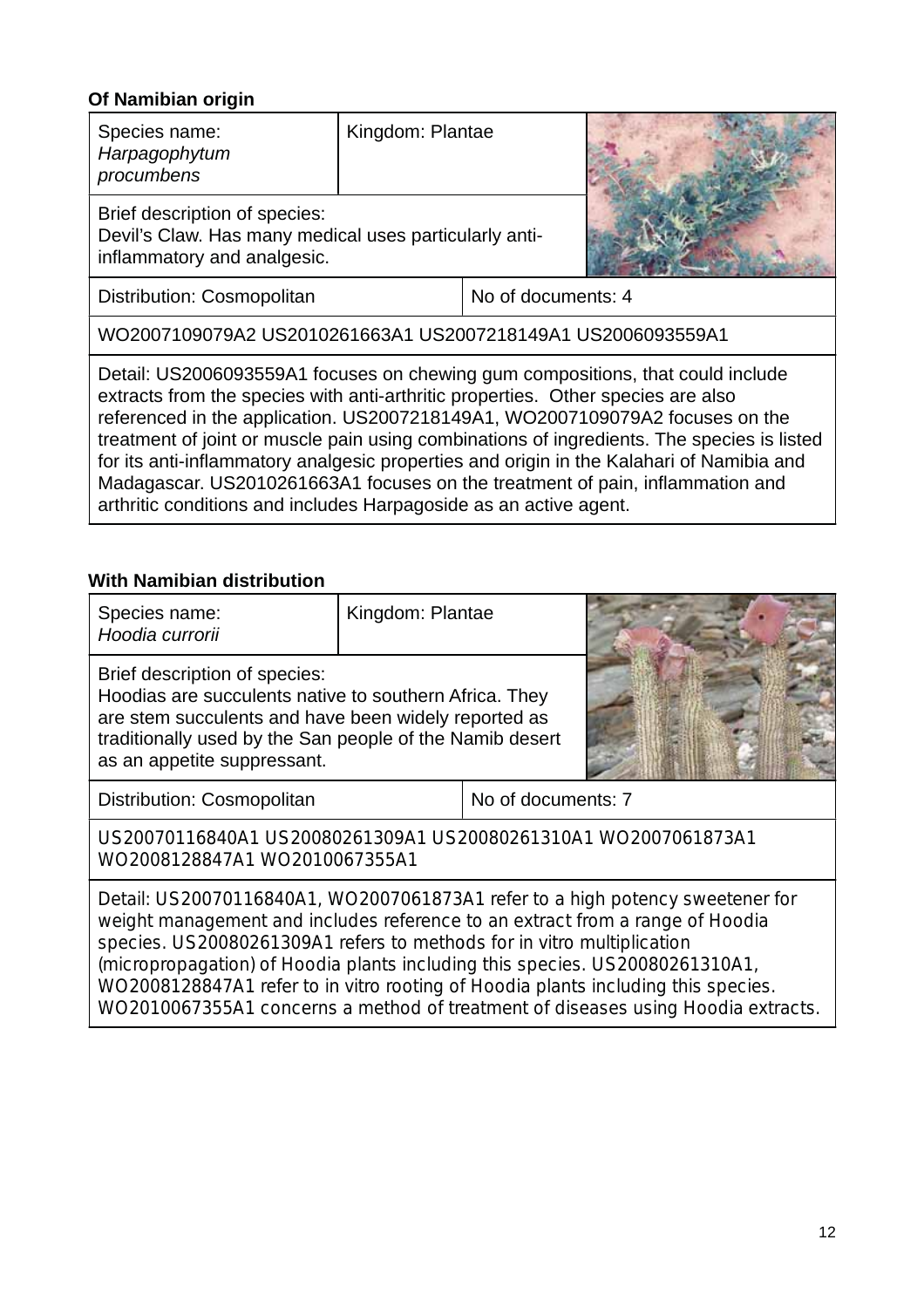**Of Namibian origin**

| Species name: *Harpagophytum procumbens* | Kingdom: Plantae | |
|---|---|---|
| Brief description of species: Devil's Claw. Has many medical uses particularly anti-inflammatory and analgesic. | | |
| Distribution: Cosmopolitan | No of documents: 4 | |
| WO2007109079A2 US2010261663A1 US2007218149A1 US2006093559A1 | | |
| Detail: US2006093559A1 focuses on chewing gum compositions, that could include extracts from the species with anti-arthritic properties. Other species are also referenced in the application. US2007218149A1, WO2007109079A2 focuses on the treatment of joint or muscle pain using combinations of ingredients. The species is listed for its anti-inflammatory analgesic properties and origin in the Kalahari of Namibia and Madagascar. US2010261663A1 focuses on the treatment of pain, inflammation and arthritic conditions and includes Harpagoside as an active agent. | | |

**With Namibian distribution**

| Species name: *Hoodia currorii* | Kingdom: Plantae | |
|---|---|---|
| Brief description of species: Hoodias are succulents native to southern Africa. They are stem succulents and have been widely reported as traditionally used by the San people of the Namib desert as an appetite suppressant. | | |
| Distribution: Cosmopolitan | No of documents: 7 | |
| US20070116840A1 US20080261309A1 US20080261310A1 WO2007061873A1 WO2008128847A1 WO2010067355A1 | | |
| Detail: US20070116840A1, WO2007061873A1 refer to a high potency sweetener for weight management and includes reference to an extract from a range of Hoodia species. US20080261309A1 refers to methods for in vitro multiplication (micropropagation) of Hoodia plants including this species. US20080261310A1, WO2008128847A1 refer to in vitro rooting of Hoodia plants including this species. WO2010067355A1 concerns a method of treatment of diseases using Hoodia extracts. | | |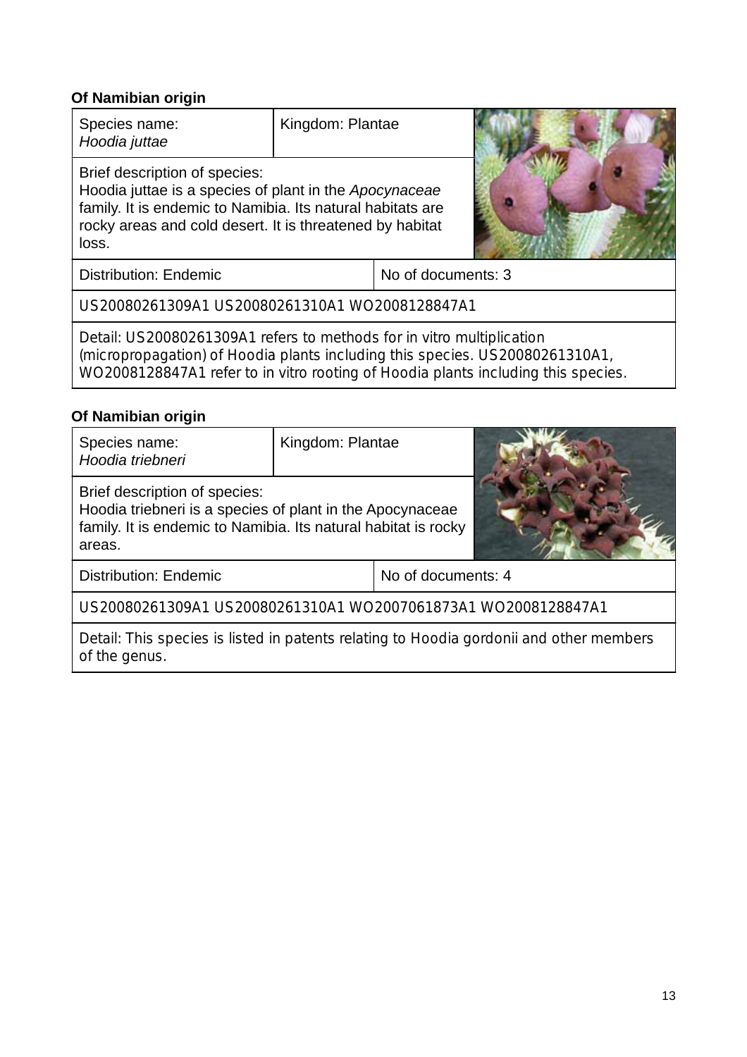**Of Namibian origin**

| Species name: *Hoodia juttae* | Kingdom: Plantae | |
|---|---|---|
| Brief description of species: Hoodia juttae is a species of plant in the *Apocynaceae* family. It is endemic to Namibia. Its natural habitats are rocky areas and cold desert. It is threatened by habitat loss. | | |
| Distribution: Endemic | No of documents: 3 | |
| US20080261309A1 US20080261310A1 WO2008128847A1 | | |
| Detail: US20080261309A1 refers to methods for in vitro multiplication (micropropagation) of Hoodia plants including this species. US20080261310A1, WO2008128847A1 refer to in vitro rooting of Hoodia plants including this species. | | |

**Of Namibian origin**

| Species name: *Hoodia triebneri* | Kingdom: Plantae | |
|---|---|---|
| Brief description of species: Hoodia triebneri is a species of plant in the Apocynaceae family. It is endemic to Namibia. Its natural habitat is rocky areas. | | |
| Distribution: Endemic | No of documents: 4 | |
| US20080261309A1 US20080261310A1 WO2007061873A1 WO2008128847A1 | | |
| Detail: This species is listed in patents relating to Hoodia gordonii and other members of the genus. | | |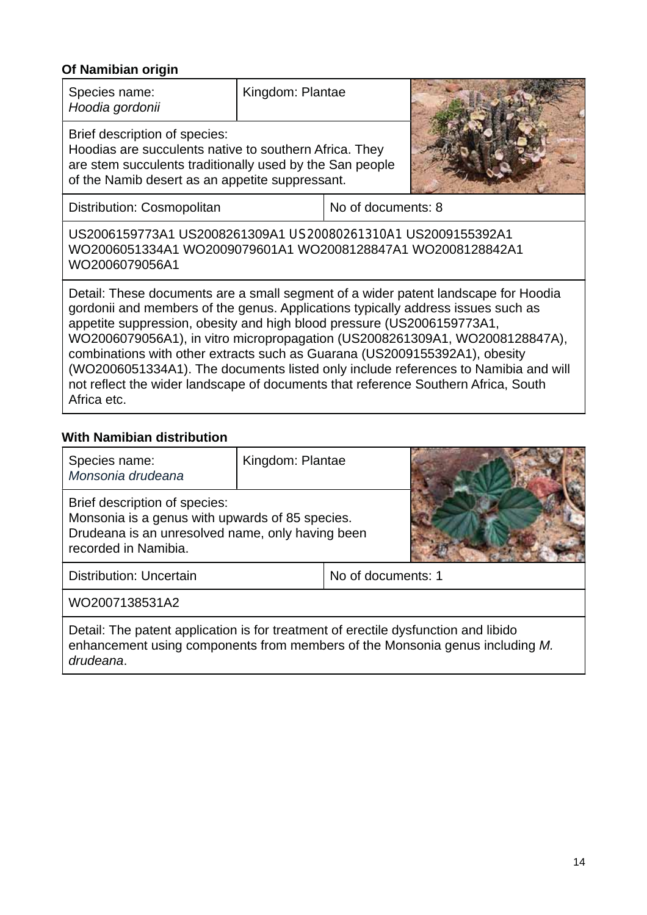**Of Namibian origin**

| Species name: *Hoodia gordonii* | Kingdom: Plantae |
|---|---|
| Brief description of species: Hoodias are succulents native to southern Africa. They are stem succulents traditionally used by the San people of the Namib desert as an appetite suppressant. | |
| Distribution: Cosmopolitan | No of documents: 8 |
| US2006159773A1 US2008261309A1 US20080261310A1 US2009155392A1 WO2006051334A1 WO2009079601A1 WO2008128847A1 WO2008128842A1 WO2006079056A1 | |
| Detail: These documents are a small segment of a wider patent landscape for Hoodia gordonii and members of the genus. Applications typically address issues such as appetite suppression, obesity and high blood pressure (US2006159773A1, WO2006079056A1), in vitro micropropagation (US2008261309A1, WO2008128847A), combinations with other extracts such as Guarana (US2009155392A1), obesity (WO2006051334A1). The documents listed only include references to Namibia and will not reflect the wider landscape of documents that reference Southern Africa, South Africa etc. | |

**With Namibian distribution**

| Species name: *Monsonia drudeana* | Kingdom: Plantae |
|---|---|
| Brief description of species: Monsonia is a genus with upwards of 85 species. Drudeana is an unresolved name, only having been recorded in Namibia. | |
| Distribution: Uncertain | No of documents: 1 |
| WO2007138531A2 | |
| Detail: The patent application is for treatment of erectile dysfunction and libido enhancement using components from members of the Monsonia genus including *M. drudeana*. | |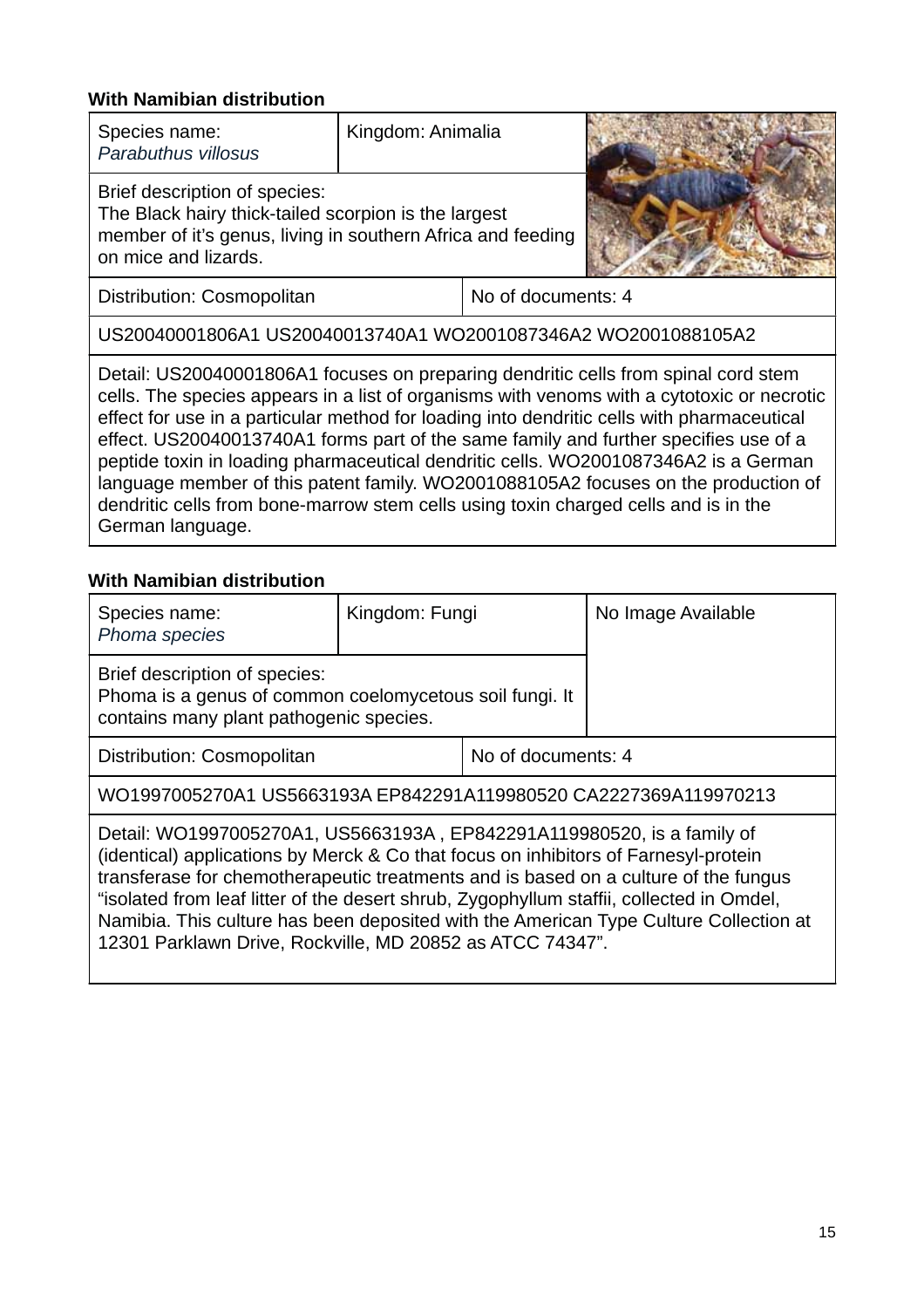**With Namibian distribution**

| Species name: *Parabuthus villosus* | Kingdom: Animalia | |
|---|---|---|
| Brief description of species: The Black hairy thick-tailed scorpion is the largest member of it's genus, living in southern Africa and feeding on mice and lizards. | | |
| Distribution: Cosmopolitan | No of documents: 4 | |
| US20040001806A1 US20040013740A1 WO2001087346A2 WO2001088105A2 | | |
| Detail: US20040001806A1 focuses on preparing dendritic cells from spinal cord stem cells. The species appears in a list of organisms with venoms with a cytotoxic or necrotic effect for use in a particular method for loading into dendritic cells with pharmaceutical effect. US20040013740A1 forms part of the same family and further specifies use of a peptide toxin in loading pharmaceutical dendritic cells. WO2001087346A2 is a German language member of this patent family. WO2001088105A2 focuses on the production of dendritic cells from bone-marrow stem cells using toxin charged cells and is in the German language. | | |

**With Namibian distribution**

| Species name: *Phoma species* | Kingdom: Fungi | No Image Available |
|---|---|---|
| Brief description of species: Phoma is a genus of common coelomycetous soil fungi. It contains many plant pathogenic species. | | |
| Distribution: Cosmopolitan | No of documents: 4 | |
| WO1997005270A1 US5663193A EP842291A119980520 CA2227369A119970213 | | |
| Detail: WO1997005270A1, US5663193A , EP842291A119980520, is a family of (identical) applications by Merck & Co that focus on inhibitors of Farnesyl-protein transferase for chemotherapeutic treatments and is based on a culture of the fungus "isolated from leaf litter of the desert shrub, Zygophyllum staffii, collected in Omdel, Namibia. This culture has been deposited with the American Type Culture Collection at 12301 Parklawn Drive, Rockville, MD 20852 as ATCC 74347". | | |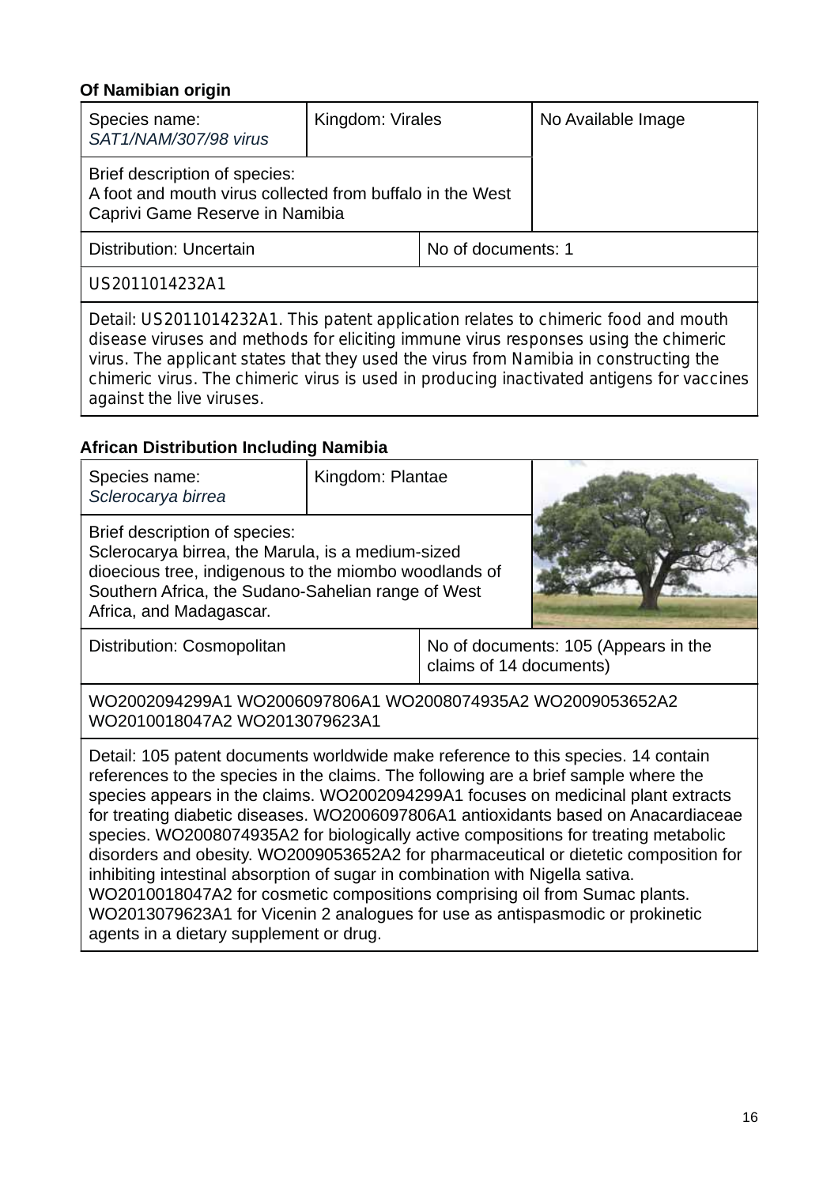**Of Namibian origin**

| Species name: *SAT1/NAM/307/98 virus* | Kingdom: Virales | No Available Image |
|---|---|---|
| Brief description of species: A foot and mouth virus collected from buffalo in the West Caprivi Game Reserve in Namibia | | |
| Distribution: Uncertain | No of documents: 1 | |
| US2011014232A1 | | |
| Detail: US2011014232A1. This patent application relates to chimeric food and mouth disease viruses and methods for eliciting immune virus responses using the chimeric virus. The applicant states that they used the virus from Namibia in constructing the chimeric virus. The chimeric virus is used in producing inactivated antigens for vaccines against the live viruses. | | |

**African Distribution Including Namibia**

| Species name: *Sclerocarya birrea* | Kingdom: Plantae | |
|---|---|---|
| Brief description of species: Sclerocarya birrea, the Marula, is a medium-sized dioecious tree, indigenous to the miombo woodlands of Southern Africa, the Sudano-Sahelian range of West Africa, and Madagascar. | | |
| Distribution: Cosmopolitan | No of documents: 105 (Appears in the claims of 14 documents) | |
| WO2002094299A1 WO2006097806A1 WO2008074935A2 WO2009053652A2 WO2010018047A2 WO2013079623A1 | | |
| Detail: 105 patent documents worldwide make reference to this species. 14 contain references to the species in the claims. The following are a brief sample where the species appears in the claims. WO2002094299A1 focuses on medicinal plant extracts for treating diabetic diseases. WO2006097806A1 antioxidants based on Anacardiaceae species. WO2008074935A2 for biologically active compositions for treating metabolic disorders and obesity. WO2009053652A2 for pharmaceutical or dietetic composition for inhibiting intestinal absorption of sugar in combination with Nigella sativa. WO2010018047A2 for cosmetic compositions comprising oil from Sumac plants. WO2013079623A1 for Vicenin 2 analogues for use as antispasmodic or prokinetic agents in a dietary supplement or drug. | | |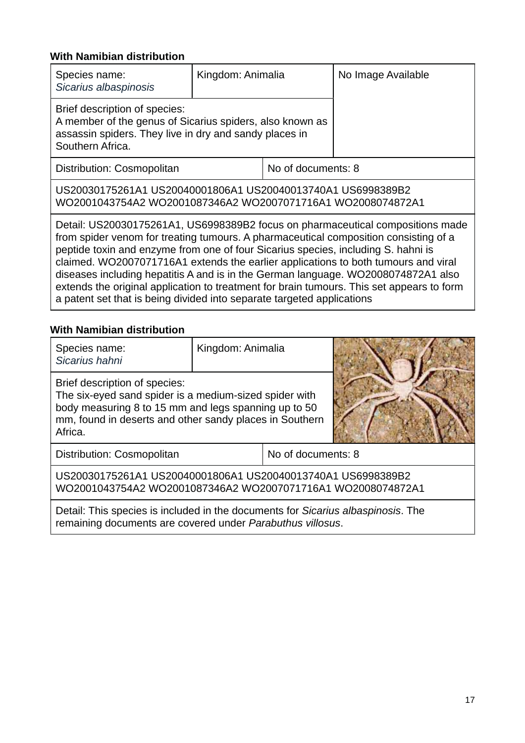**With Namibian distribution**

| Species name: *Sicarius albaspinosis* | Kingdom: Animalia | No Image Available |
|---|---|---|
| Brief description of species: A member of the genus of Sicarius spiders, also known as assassin spiders. They live in dry and sandy places in Southern Africa. | | |
| Distribution: Cosmopolitan | No of documents: 8 | |
| US20030175261A1 US20040001806A1 US20040013740A1 US6998389B2 WO2001043754A2 WO2001087346A2 WO2007071716A1 WO2008074872A1 | | |
| Detail: US20030175261A1, US6998389B2 focus on pharmaceutical compositions made from spider venom for treating tumours. A pharmaceutical composition consisting of a peptide toxin and enzyme from one of four Sicarius species, including S. hahni is claimed. WO2007071716A1 extends the earlier applications to both tumours and viral diseases including hepatitis A and is in the German language. WO2008074872A1 also extends the original application to treatment for brain tumours. This set appears to form a patent set that is being divided into separate targeted applications | | |

**With Namibian distribution**

| Species name: *Sicarius hahni* | Kingdom: Animalia | |
|---|---|---|
| Brief description of species: The six-eyed sand spider is a medium-sized spider with body measuring 8 to 15 mm and legs spanning up to 50 mm, found in deserts and other sandy places in Southern Africa. | | |
| Distribution: Cosmopolitan | No of documents: 8 | |
| US20030175261A1 US20040001806A1 US20040013740A1 US6998389B2 WO2001043754A2 WO2001087346A2 WO2007071716A1 WO2008074872A1 | | |
| Detail: This species is included in the documents for *Sicarius albaspinosis*. The remaining documents are covered under *Parabuthus villosus*. | | |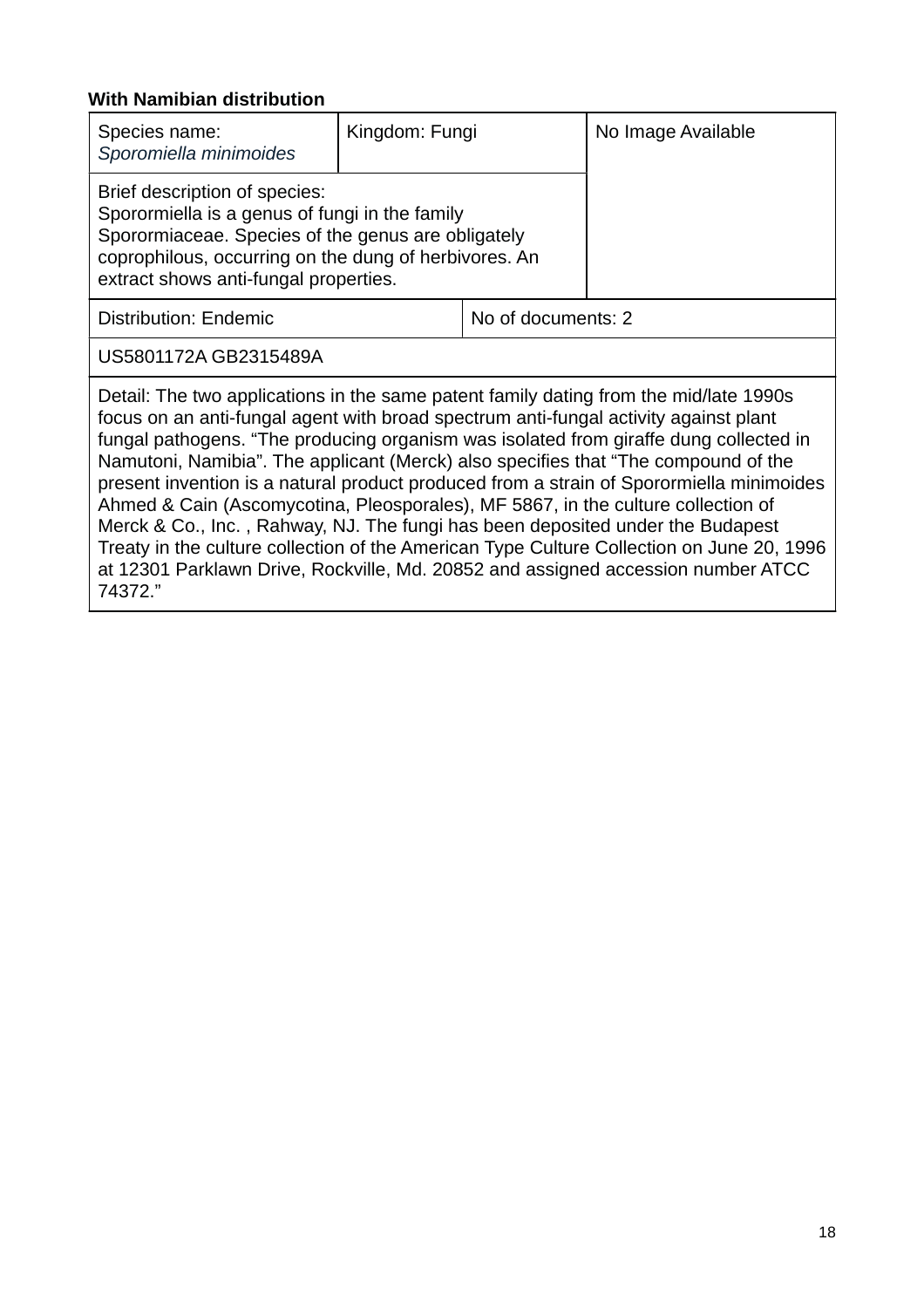**With Namibian distribution**

| Species name: *Sporomiella minimoides* | Kingdom: Fungi | | No Image Available |
|---|---|---|---|
| Brief description of species: Sporormiella is a genus of fungi in the family Sporormiaceae. Species of the genus are obligately coprophilous, occurring on the dung of herbivores. An extract shows anti-fungal properties. | | | |
| Distribution: Endemic | | No of documents: 2 | |
| US5801172A GB2315489A | | | |
| Detail: The two applications in the same patent family dating from the mid/late 1990s focus on an anti-fungal agent with broad spectrum anti-fungal activity against plant fungal pathogens. "The producing organism was isolated from giraffe dung collected in Namutoni, Namibia". The applicant (Merck) also specifies that "The compound of the present invention is a natural product produced from a strain of Sporormiella minimoides Ahmed & Cain (Ascomycotina, Pleosporales), MF 5867, in the culture collection of Merck & Co., Inc. , Rahway, NJ. The fungi has been deposited under the Budapest Treaty in the culture collection of the American Type Culture Collection on June 20, 1996 at 12301 Parklawn Drive, Rockville, Md. 20852 and assigned accession number ATCC 74372." | | | |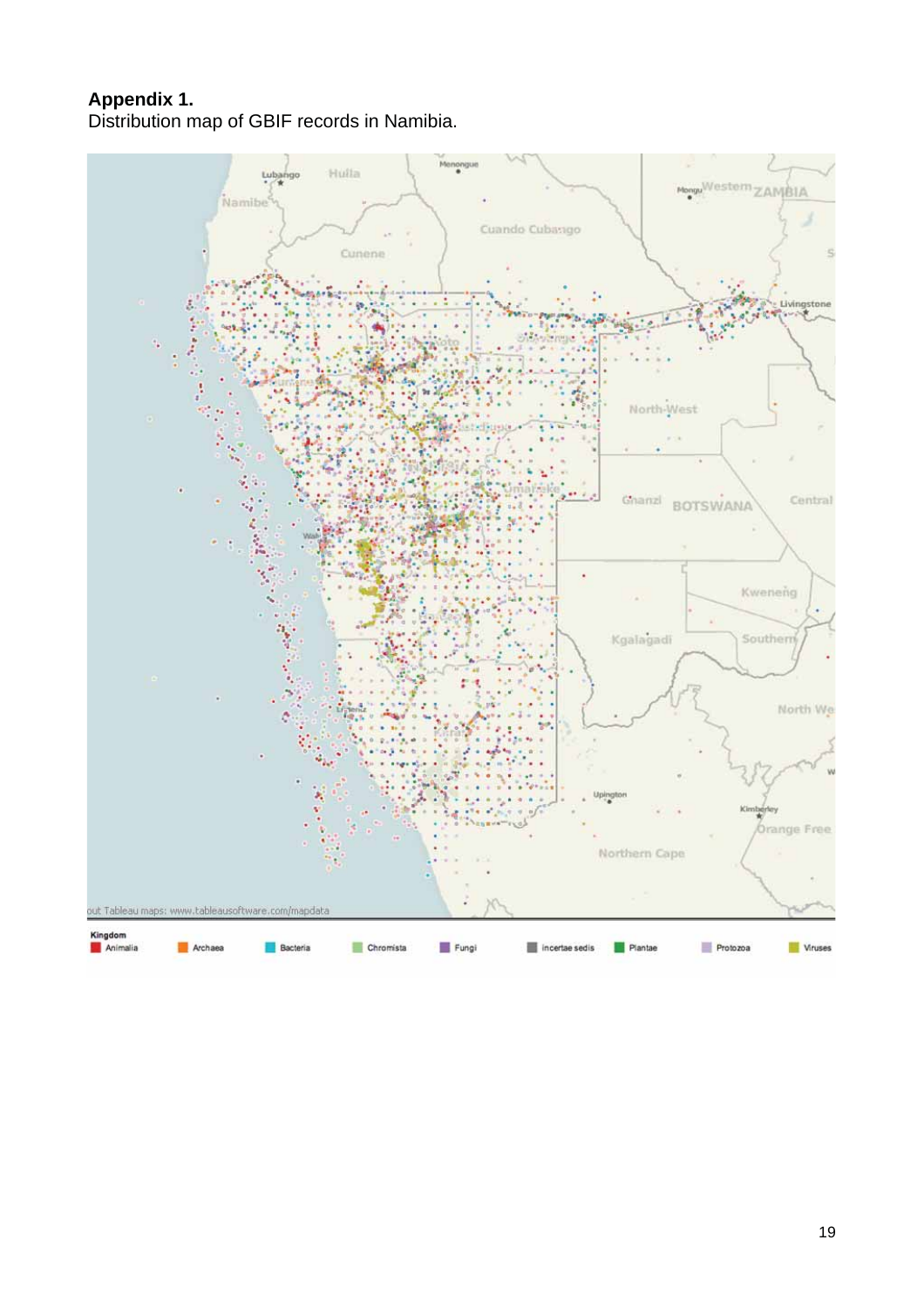**Appendix 1.**
Distribution map of GBIF records in Namibia.

out Tableau maps: www.tableausoftware.com/mapdata

Kingdom
Animalia
Archaea
Bacteria
Chromista
Fungi
incertae sedis
Plantae
Protozoa
Viruses